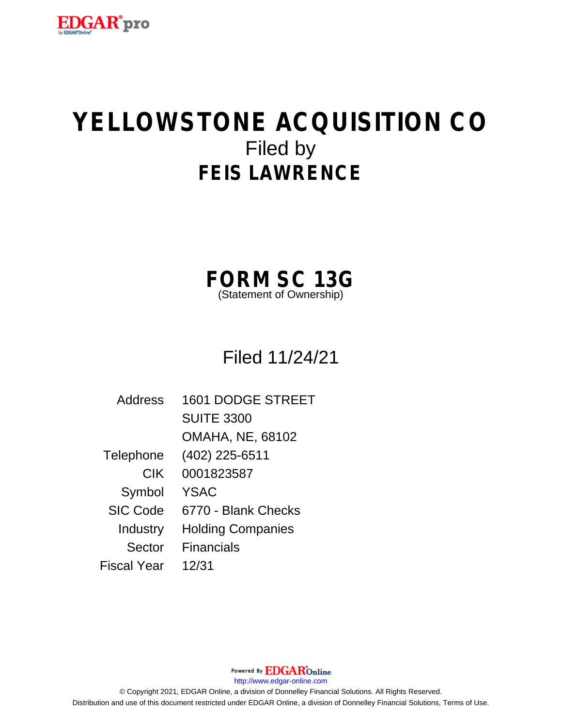EDGAR pro

# YELLOWSTONE ACQUISITION CO

Filed by

## FEIS LAWRENCE

## FORM SC 13G

(Statement of Ownership)

Filed 11/24/21

| | |
|---|---|
| Address | 1601 DODGE STREET<br>SUITE 3300<br>OMAHA, NE, 68102 |
| Telephone | (402) 225-6511 |
| CIK | 0001823587 |
| Symbol | YSAC |
| SIC Code | 6770 - Blank Checks |
| Industry | Holding Companies |
| Sector | Financials |
| Fiscal Year | 12/31 |

Powered By EDGAR Online

http://www.edgar-online.com

© Copyright 2021, EDGAR Online, a division of Donnelley Financial Solutions. All Rights Reserved.
Distribution and use of this document restricted under EDGAR Online, a division of Donnelley Financial Solutions, Terms of Use.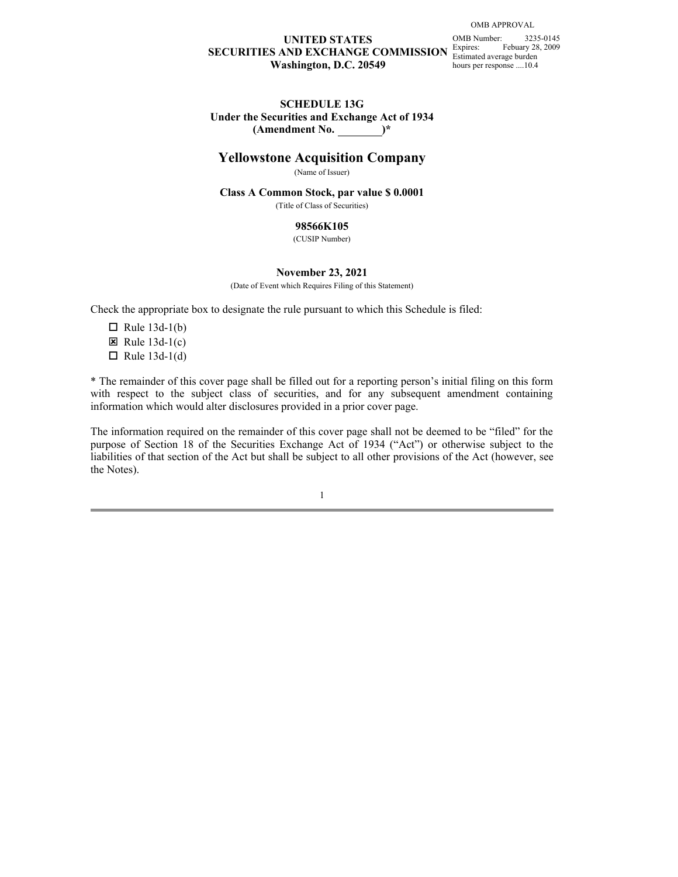OMB APPROVAL

OMB Number: 3235-0145
Expires: Febuary 28, 2009
Estimated average burden hours per response ....10.4

**UNITED STATES**
**SECURITIES AND EXCHANGE COMMISSION**
**Washington, D.C. 20549**

**SCHEDULE 13G**
**Under the Securities and Exchange Act of 1934**
**(Amendment No. ________)***

## Yellowstone Acquisition Company

(Name of Issuer)

**Class A Common Stock, par value $ 0.0001**

(Title of Class of Securities)

**98566K105**

(CUSIP Number)

**November 23, 2021**

(Date of Event which Requires Filing of this Statement)

Check the appropriate box to designate the rule pursuant to which this Schedule is filed:

- ☐ Rule 13d-1(b)
- ☒ Rule 13d-1(c)
- ☐ Rule 13d-1(d)

* The remainder of this cover page shall be filled out for a reporting person's initial filing on this form with respect to the subject class of securities, and for any subsequent amendment containing information which would alter disclosures provided in a prior cover page.

The information required on the remainder of this cover page shall not be deemed to be "filed" for the purpose of Section 18 of the Securities Exchange Act of 1934 ("Act") or otherwise subject to the liabilities of that section of the Act but shall be subject to all other provisions of the Act (however, see the Notes).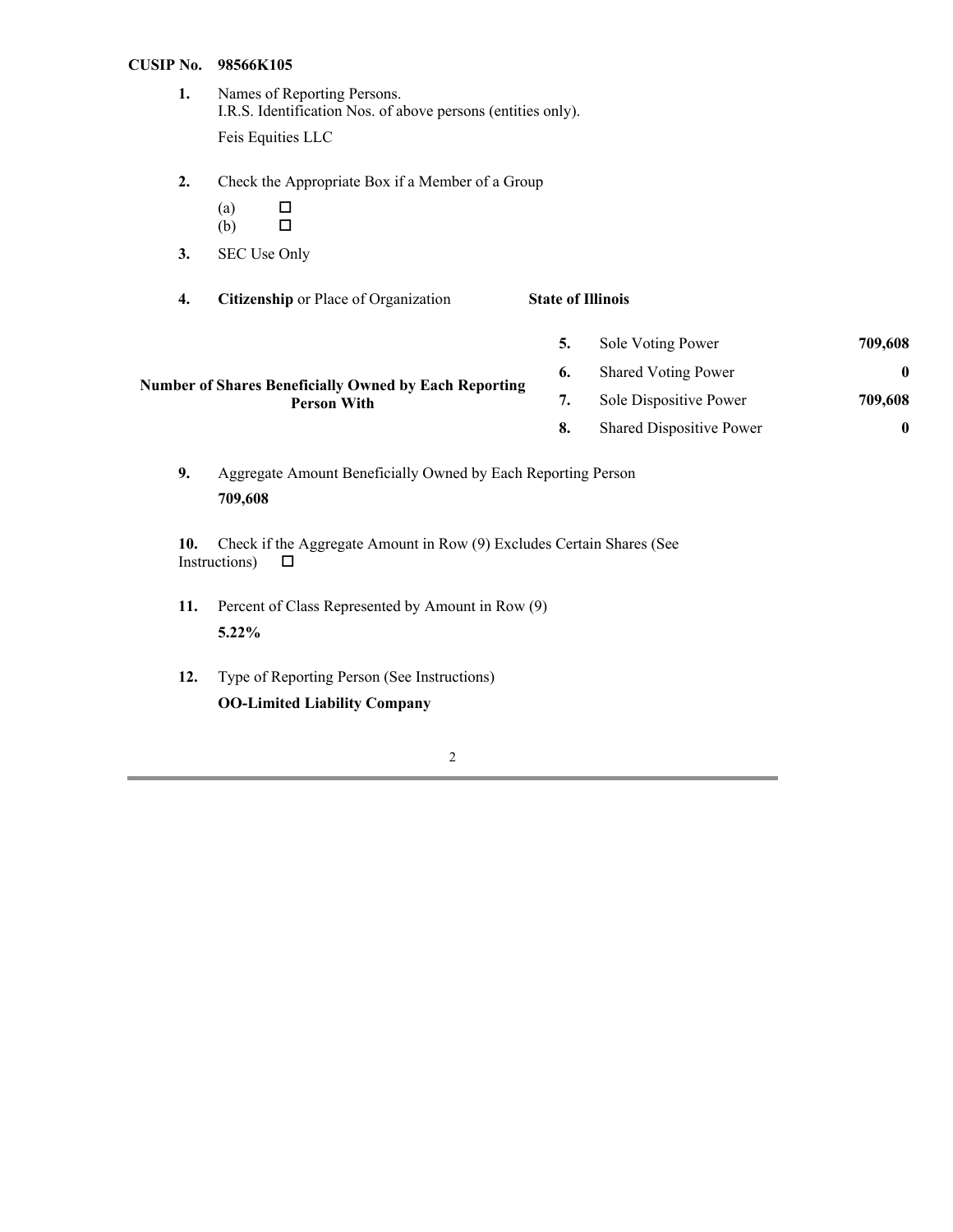**CUSIP No. 98566K105**

1. Names of Reporting Persons.
I.R.S. Identification Nos. of above persons (entities only).

   Feis Equities LLC

2. Check the Appropriate Box if a Member of a Group

   (a) ☐
   (b) ☐

3. SEC Use Only

4. **Citizenship** or Place of Organization **State of Illinois**

| Number of Shares Beneficially Owned by Each Reporting Person With | | | |
|---|---|---|---|
| | **5.** | Sole Voting Power | **709,608** |
| | **6.** | Shared Voting Power | **0** |
| | **7.** | Sole Dispositive Power | **709,608** |
| | **8.** | Shared Dispositive Power | **0** |

9. Aggregate Amount Beneficially Owned by Each Reporting Person

   **709,608**

10. Check if the Aggregate Amount in Row (9) Excludes Certain Shares (See Instructions) ☐

11. Percent of Class Represented by Amount in Row (9)

    **5.22%**

12. Type of Reporting Person (See Instructions)

    **OO-Limited Liability Company**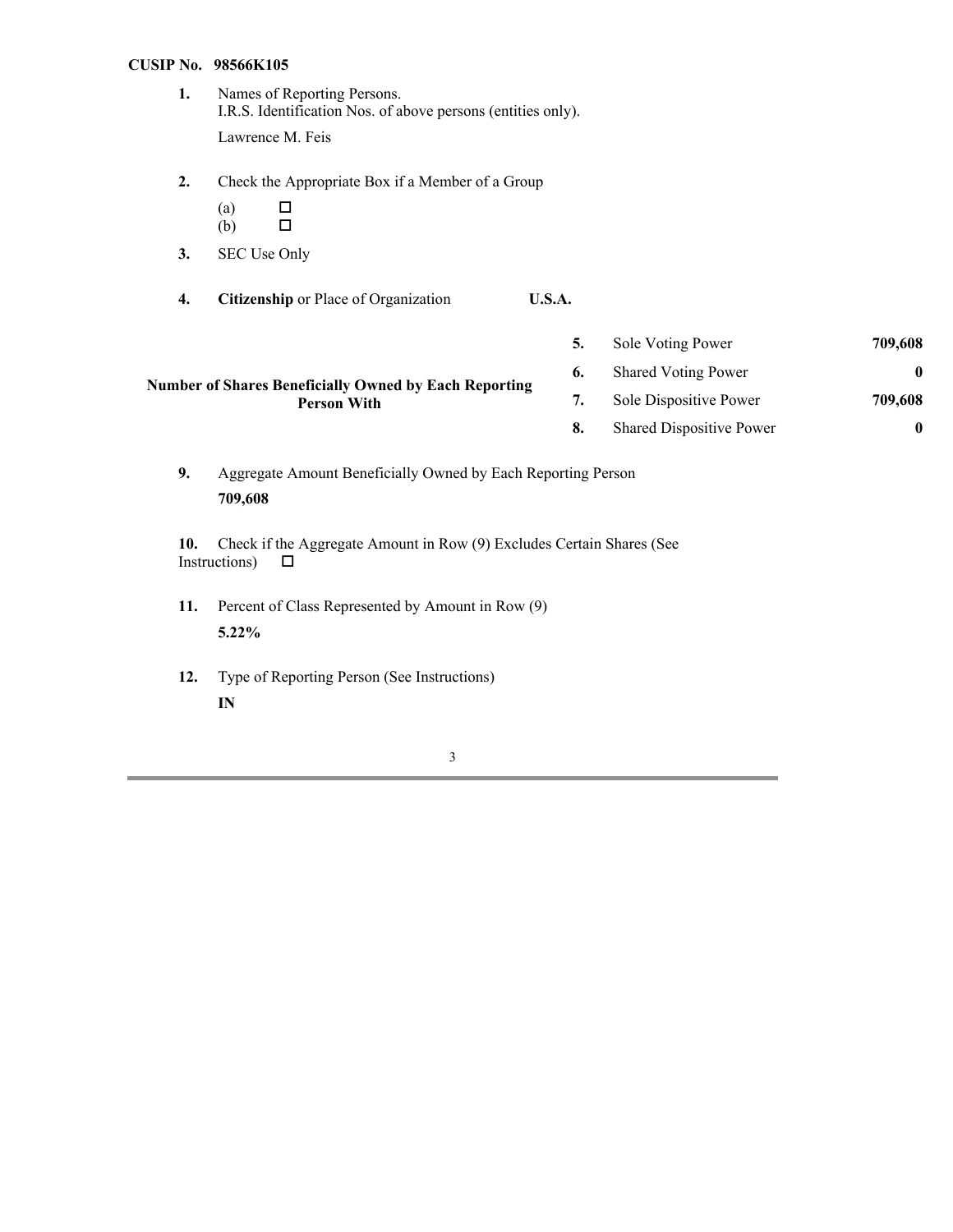**CUSIP No. 98566K105**

**1.** Names of Reporting Persons.
I.R.S. Identification Nos. of above persons (entities only).

Lawrence M. Feis

**2.** Check the Appropriate Box if a Member of a Group

(a) ☐
(b) ☐

**3.** SEC Use Only

**4.** **Citizenship** or Place of Organization **U.S.A.**

| Number of Shares Beneficially Owned by Each Reporting Person With | | | |
|---|---|---|---|
| | **5.** | Sole Voting Power | **709,608** |
| | **6.** | Shared Voting Power | **0** |
| | **7.** | Sole Dispositive Power | **709,608** |
| | **8.** | Shared Dispositive Power | **0** |

**9.** Aggregate Amount Beneficially Owned by Each Reporting Person

**709,608**

**10.** Check if the Aggregate Amount in Row (9) Excludes Certain Shares (See Instructions) ☐

**11.** Percent of Class Represented by Amount in Row (9)

**5.22%**

**12.** Type of Reporting Person (See Instructions)

**IN**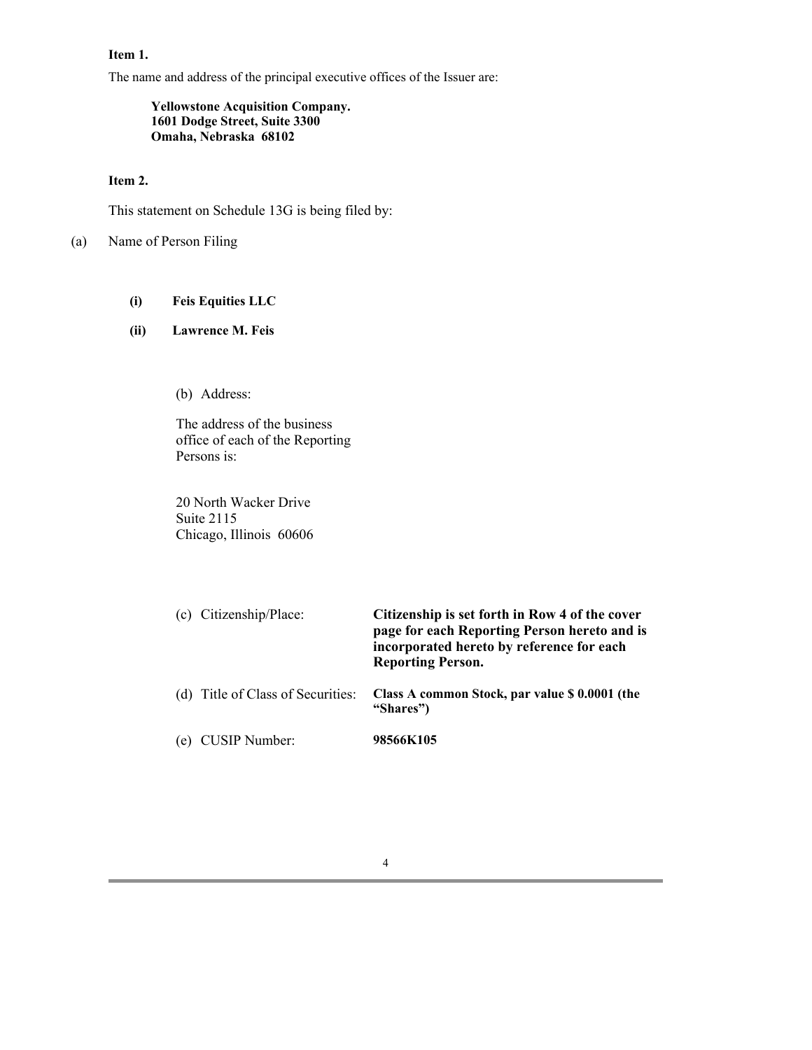**Item 1.**

The name and address of the principal executive offices of the Issuer are:

**Yellowstone Acquisition Company.**
**1601 Dodge Street, Suite 3300**
**Omaha, Nebraska 68102**

**Item 2.**

This statement on Schedule 13G is being filed by:

(a) Name of Person Filing

**(i) Feis Equities LLC**

**(ii) Lawrence M. Feis**

(b) Address:

The address of the business office of each of the Reporting Persons is:

20 North Wacker Drive
Suite 2115
Chicago, Illinois 60606

(c) Citizenship/Place: **Citizenship is set forth in Row 4 of the cover page for each Reporting Person hereto and is incorporated hereto by reference for each Reporting Person.**

(d) Title of Class of Securities: **Class A common Stock, par value $ 0.0001 (the "Shares")**

(e) CUSIP Number: **98566K105**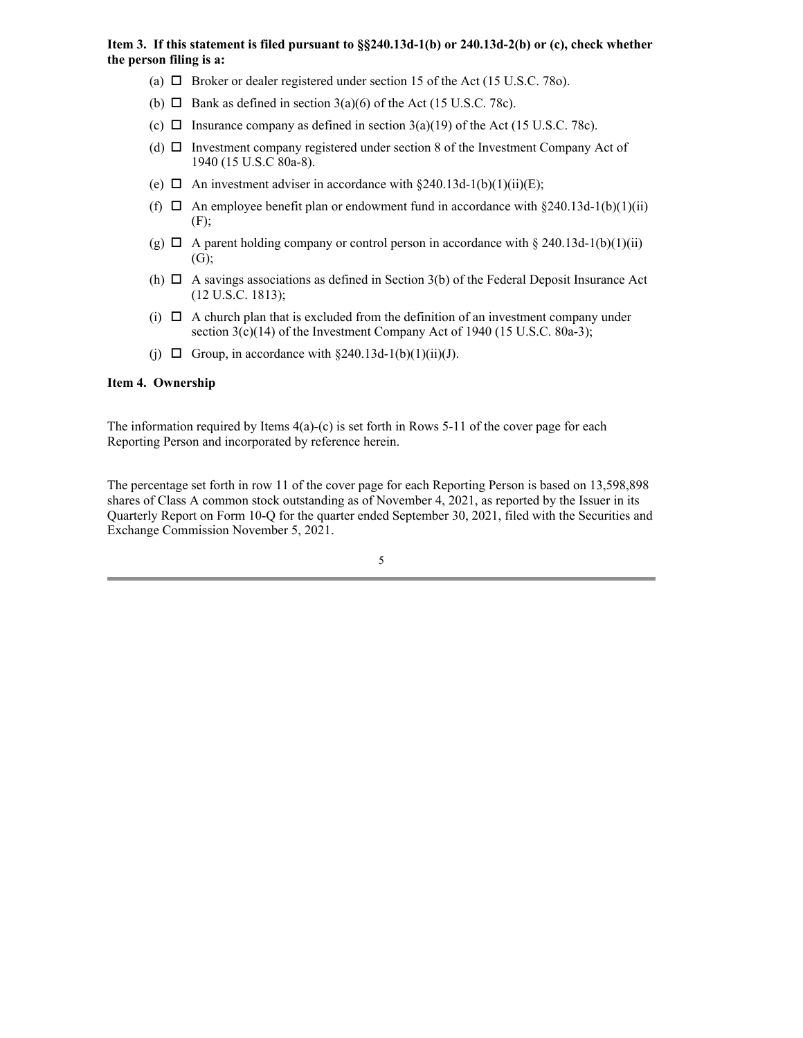**Item 3. If this statement is filed pursuant to §§240.13d-1(b) or 240.13d-2(b) or (c), check whether the person filing is a:**

- (a) ☐ Broker or dealer registered under section 15 of the Act (15 U.S.C. 78o).
- (b) ☐ Bank as defined in section 3(a)(6) of the Act (15 U.S.C. 78c).
- (c) ☐ Insurance company as defined in section 3(a)(19) of the Act (15 U.S.C. 78c).
- (d) ☐ Investment company registered under section 8 of the Investment Company Act of 1940 (15 U.S.C 80a-8).
- (e) ☐ An investment adviser in accordance with §240.13d-1(b)(1)(ii)(E);
- (f) ☐ An employee benefit plan or endowment fund in accordance with §240.13d-1(b)(1)(ii)(F);
- (g) ☐ A parent holding company or control person in accordance with § 240.13d-1(b)(1)(ii)(G);
- (h) ☐ A savings associations as defined in Section 3(b) of the Federal Deposit Insurance Act (12 U.S.C. 1813);
- (i) ☐ A church plan that is excluded from the definition of an investment company under section 3(c)(14) of the Investment Company Act of 1940 (15 U.S.C. 80a-3);
- (j) ☐ Group, in accordance with §240.13d-1(b)(1)(ii)(J).

**Item 4. Ownership**

The information required by Items 4(a)-(c) is set forth in Rows 5-11 of the cover page for each Reporting Person and incorporated by reference herein.

The percentage set forth in row 11 of the cover page for each Reporting Person is based on 13,598,898 shares of Class A common stock outstanding as of November 4, 2021, as reported by the Issuer in its Quarterly Report on Form 10-Q for the quarter ended September 30, 2021, filed with the Securities and Exchange Commission November 5, 2021.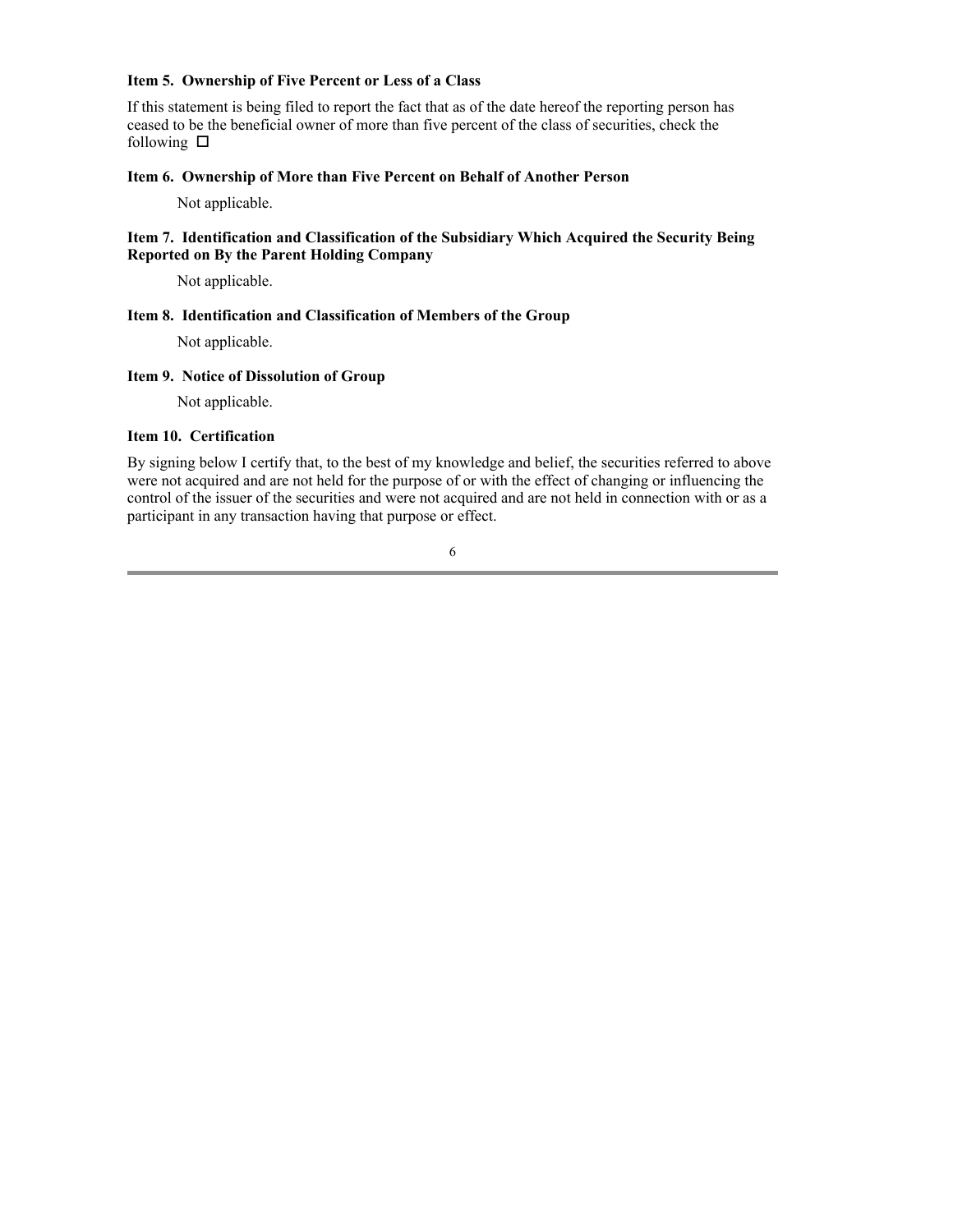**Item 5. Ownership of Five Percent or Less of a Class**

If this statement is being filed to report the fact that as of the date hereof the reporting person has ceased to be the beneficial owner of more than five percent of the class of securities, check the following ☐

**Item 6. Ownership of More than Five Percent on Behalf of Another Person**

Not applicable.

**Item 7. Identification and Classification of the Subsidiary Which Acquired the Security Being Reported on By the Parent Holding Company**

Not applicable.

**Item 8. Identification and Classification of Members of the Group**

Not applicable.

**Item 9. Notice of Dissolution of Group**

Not applicable.

**Item 10. Certification**

By signing below I certify that, to the best of my knowledge and belief, the securities referred to above were not acquired and are not held for the purpose of or with the effect of changing or influencing the control of the issuer of the securities and were not acquired and are not held in connection with or as a participant in any transaction having that purpose or effect.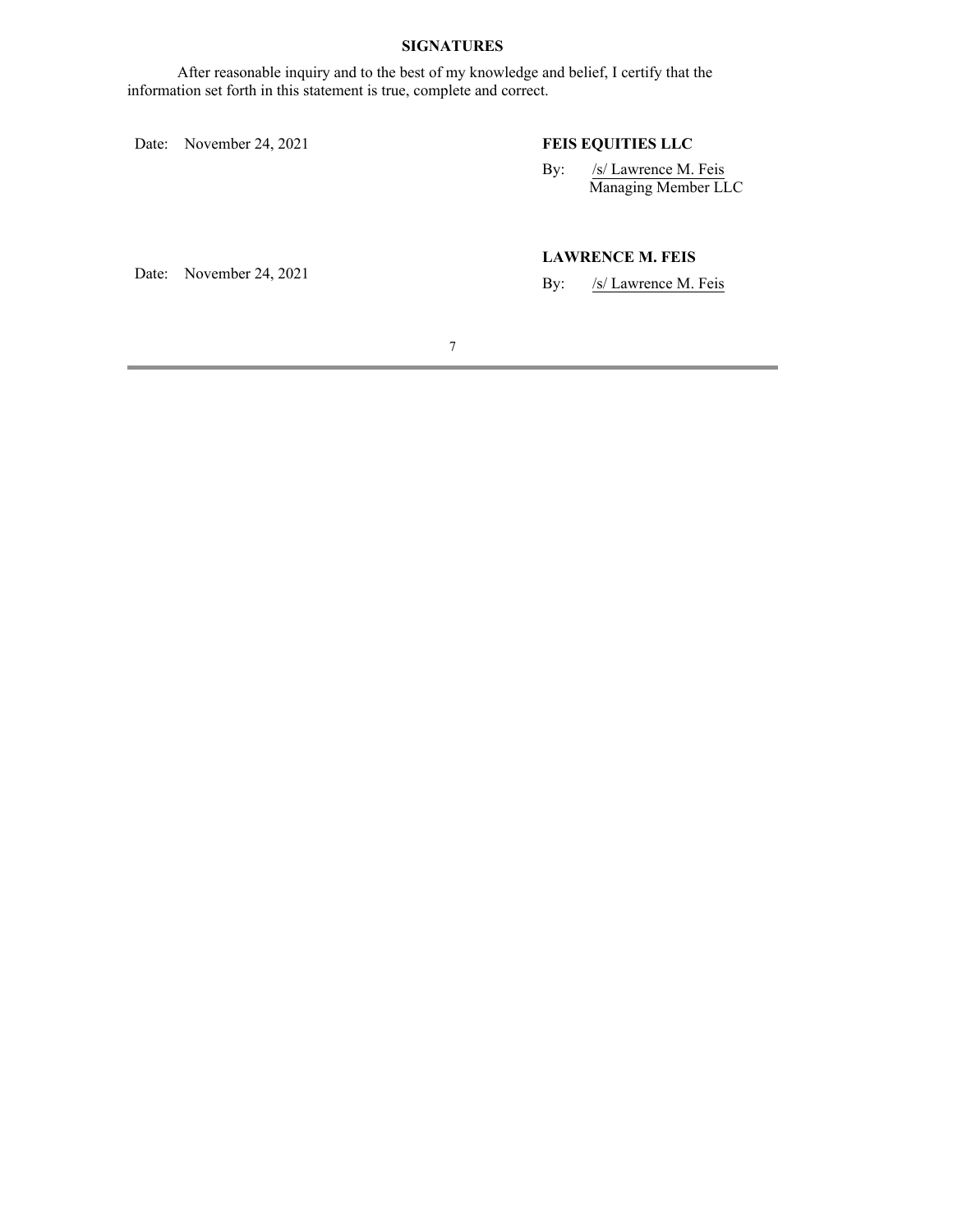## SIGNATURES

After reasonable inquiry and to the best of my knowledge and belief, I certify that the information set forth in this statement is true, complete and correct.

Date: November 24, 2021

**FEIS EQUITIES LLC**

By: /s/ Lawrence M. Feis
Managing Member LLC

Date: November 24, 2021

**LAWRENCE M. FEIS**

By: /s/ Lawrence M. Feis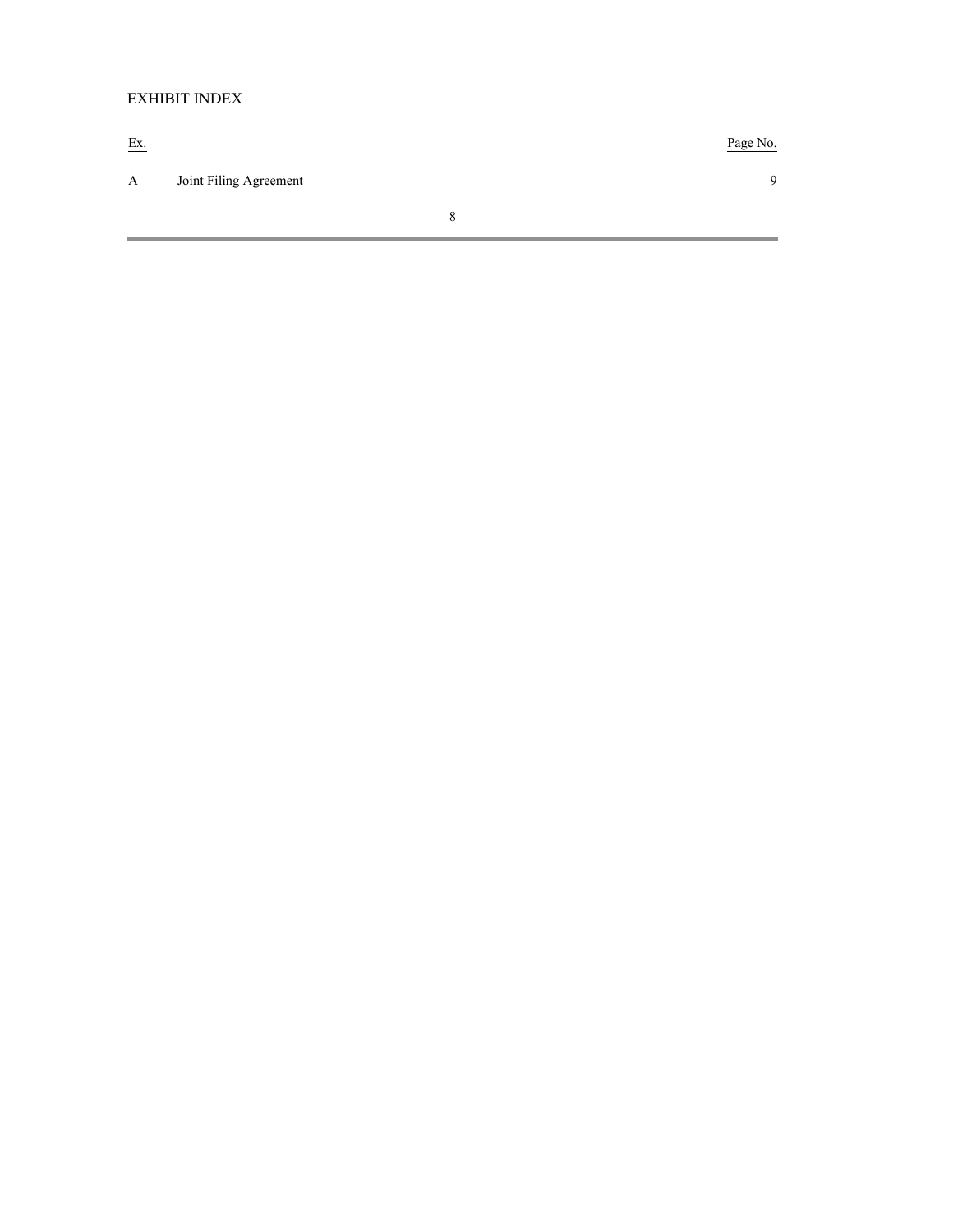EXHIBIT INDEX

| Ex. | | Page No. |
|---|---|---|
| A | Joint Filing Agreement | 9 |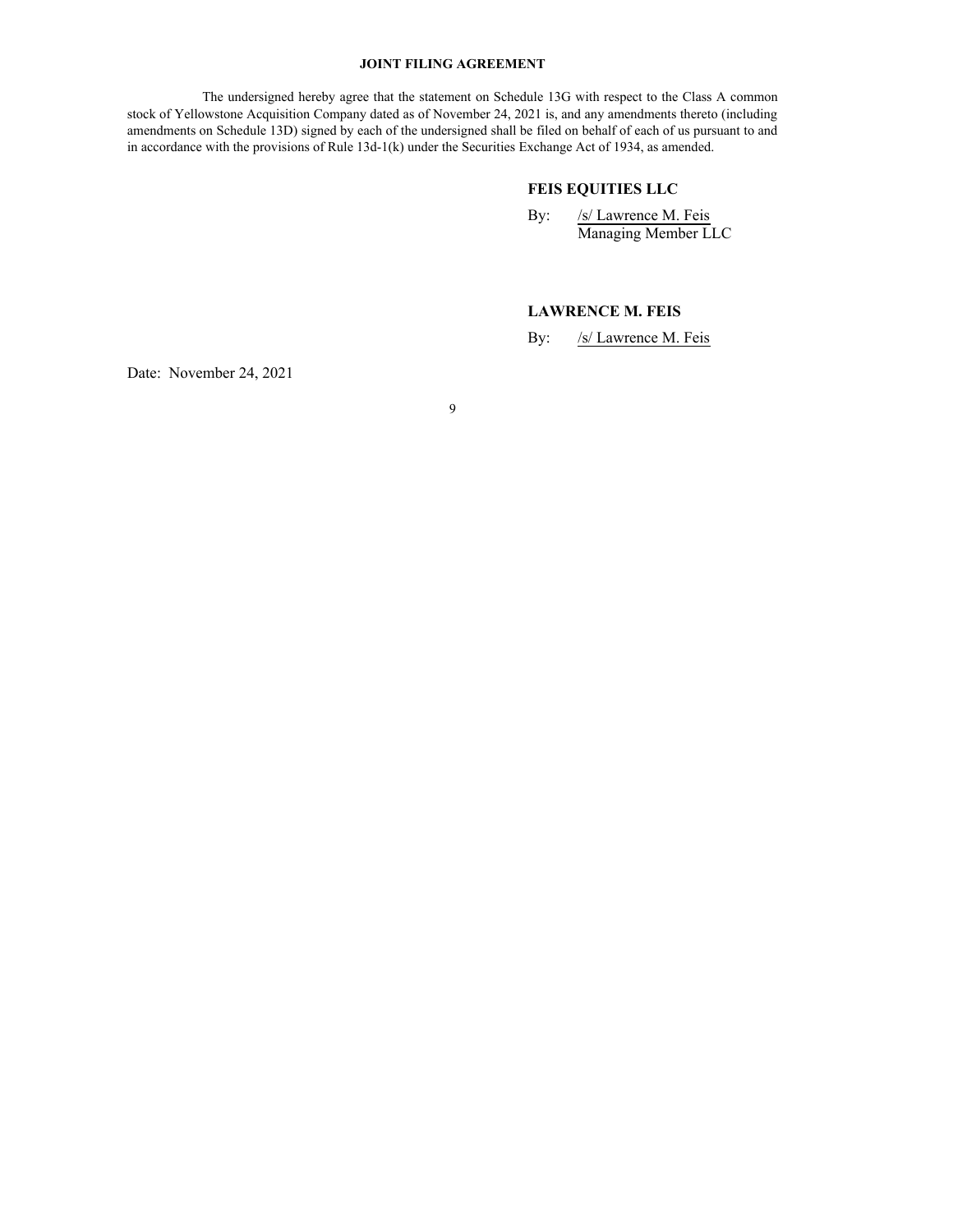**JOINT FILING AGREEMENT**

The undersigned hereby agree that the statement on Schedule 13G with respect to the Class A common stock of Yellowstone Acquisition Company dated as of November 24, 2021 is, and any amendments thereto (including amendments on Schedule 13D) signed by each of the undersigned shall be filed on behalf of each of us pursuant to and in accordance with the provisions of Rule 13d-1(k) under the Securities Exchange Act of 1934, as amended.

**FEIS EQUITIES LLC**

By: /s/ Lawrence M. Feis
Managing Member LLC

**LAWRENCE M. FEIS**

By: /s/ Lawrence M. Feis

Date: November 24, 2021